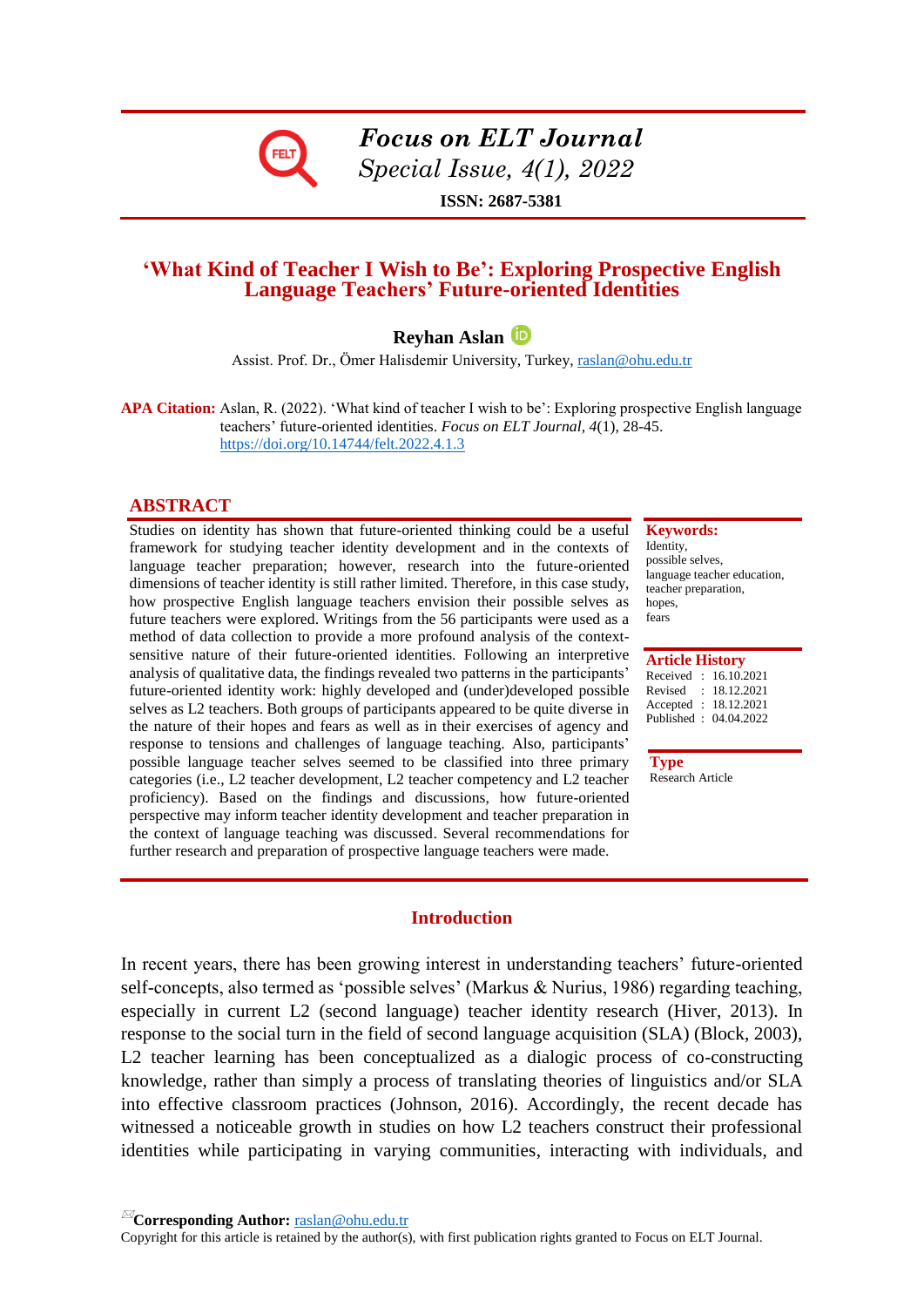# Focus on ELT Journal
*Special Issue, 4(1), 2022*

**ISSN: 2687-5381**

## 'What Kind of Teacher I Wish to Be': Exploring Prospective English Language Teachers' Future-oriented Identities

**Reyhan Aslan**

Assist. Prof. Dr., Ömer Halisdemir University, Turkey, raslan@ohu.edu.tr

**APA Citation:** Aslan, R. (2022). 'What kind of teacher I wish to be': Exploring prospective English language teachers' future-oriented identities. *Focus on ELT Journal, 4*(1), 28-45. https://doi.org/10.14744/felt.2022.4.1.3

### ABSTRACT

Studies on identity has shown that future-oriented thinking could be a useful framework for studying teacher identity development and in the contexts of language teacher preparation; however, research into the future-oriented dimensions of teacher identity is still rather limited. Therefore, in this case study, how prospective English language teachers envision their possible selves as future teachers were explored. Writings from the 56 participants were used as a method of data collection to provide a more profound analysis of the context-sensitive nature of their future-oriented identities. Following an interpretive analysis of qualitative data, the findings revealed two patterns in the participants' future-oriented identity work: highly developed and (under)developed possible selves as L2 teachers. Both groups of participants appeared to be quite diverse in the nature of their hopes and fears as well as in their exercises of agency and response to tensions and challenges of language teaching. Also, participants' possible language teacher selves seemed to be classified into three primary categories (i.e., L2 teacher development, L2 teacher competency and L2 teacher proficiency). Based on the findings and discussions, how future-oriented perspective may inform teacher identity development and teacher preparation in the context of language teaching was discussed. Several recommendations for further research and preparation of prospective language teachers were made.

**Keywords:** Identity, possible selves, language teacher education, teacher preparation, hopes, fears

**Article History**
Received : 16.10.2021
Revised : 18.12.2021
Accepted : 18.12.2021
Published : 04.04.2022

**Type**
Research Article

## Introduction

In recent years, there has been growing interest in understanding teachers' future-oriented self-concepts, also termed as 'possible selves' (Markus & Nurius, 1986) regarding teaching, especially in current L2 (second language) teacher identity research (Hiver, 2013). In response to the social turn in the field of second language acquisition (SLA) (Block, 2003), L2 teacher learning has been conceptualized as a dialogic process of co-constructing knowledge, rather than simply a process of translating theories of linguistics and/or SLA into effective classroom practices (Johnson, 2016). Accordingly, the recent decade has witnessed a noticeable growth in studies on how L2 teachers construct their professional identities while participating in varying communities, interacting with individuals, and

**Corresponding Author:** raslan@ohu.edu.tr
Copyright for this article is retained by the author(s), with first publication rights granted to Focus on ELT Journal.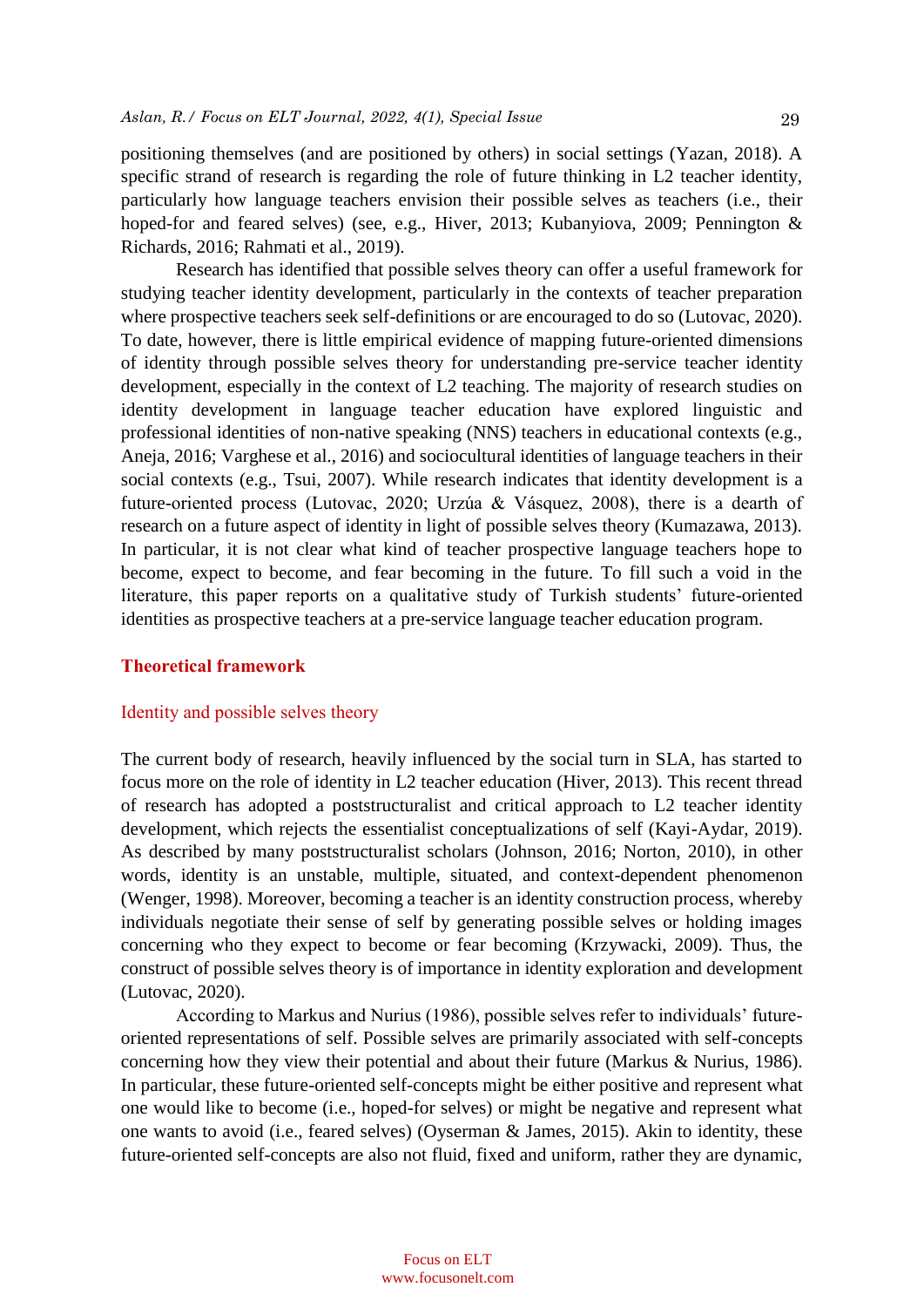positioning themselves (and are positioned by others) in social settings (Yazan, 2018). A specific strand of research is regarding the role of future thinking in L2 teacher identity, particularly how language teachers envision their possible selves as teachers (i.e., their hoped-for and feared selves) (see, e.g., Hiver, 2013; Kubanyiova, 2009; Pennington & Richards, 2016; Rahmati et al., 2019).

Research has identified that possible selves theory can offer a useful framework for studying teacher identity development, particularly in the contexts of teacher preparation where prospective teachers seek self-definitions or are encouraged to do so (Lutovac, 2020). To date, however, there is little empirical evidence of mapping future-oriented dimensions of identity through possible selves theory for understanding pre-service teacher identity development, especially in the context of L2 teaching. The majority of research studies on identity development in language teacher education have explored linguistic and professional identities of non-native speaking (NNS) teachers in educational contexts (e.g., Aneja, 2016; Varghese et al., 2016) and sociocultural identities of language teachers in their social contexts (e.g., Tsui, 2007). While research indicates that identity development is a future-oriented process (Lutovac, 2020; Urzúa & Vásquez, 2008), there is a dearth of research on a future aspect of identity in light of possible selves theory (Kumazawa, 2013). In particular, it is not clear what kind of teacher prospective language teachers hope to become, expect to become, and fear becoming in the future. To fill such a void in the literature, this paper reports on a qualitative study of Turkish students' future-oriented identities as prospective teachers at a pre-service language teacher education program.

## Theoretical framework

### Identity and possible selves theory

The current body of research, heavily influenced by the social turn in SLA, has started to focus more on the role of identity in L2 teacher education (Hiver, 2013). This recent thread of research has adopted a poststructuralist and critical approach to L2 teacher identity development, which rejects the essentialist conceptualizations of self (Kayi-Aydar, 2019). As described by many poststructuralist scholars (Johnson, 2016; Norton, 2010), in other words, identity is an unstable, multiple, situated, and context-dependent phenomenon (Wenger, 1998). Moreover, becoming a teacher is an identity construction process, whereby individuals negotiate their sense of self by generating possible selves or holding images concerning who they expect to become or fear becoming (Krzywacki, 2009). Thus, the construct of possible selves theory is of importance in identity exploration and development (Lutovac, 2020).

According to Markus and Nurius (1986), possible selves refer to individuals' future-oriented representations of self. Possible selves are primarily associated with self-concepts concerning how they view their potential and about their future (Markus & Nurius, 1986). In particular, these future-oriented self-concepts might be either positive and represent what one would like to become (i.e., hoped-for selves) or might be negative and represent what one wants to avoid (i.e., feared selves) (Oyserman & James, 2015). Akin to identity, these future-oriented self-concepts are also not fluid, fixed and uniform, rather they are dynamic,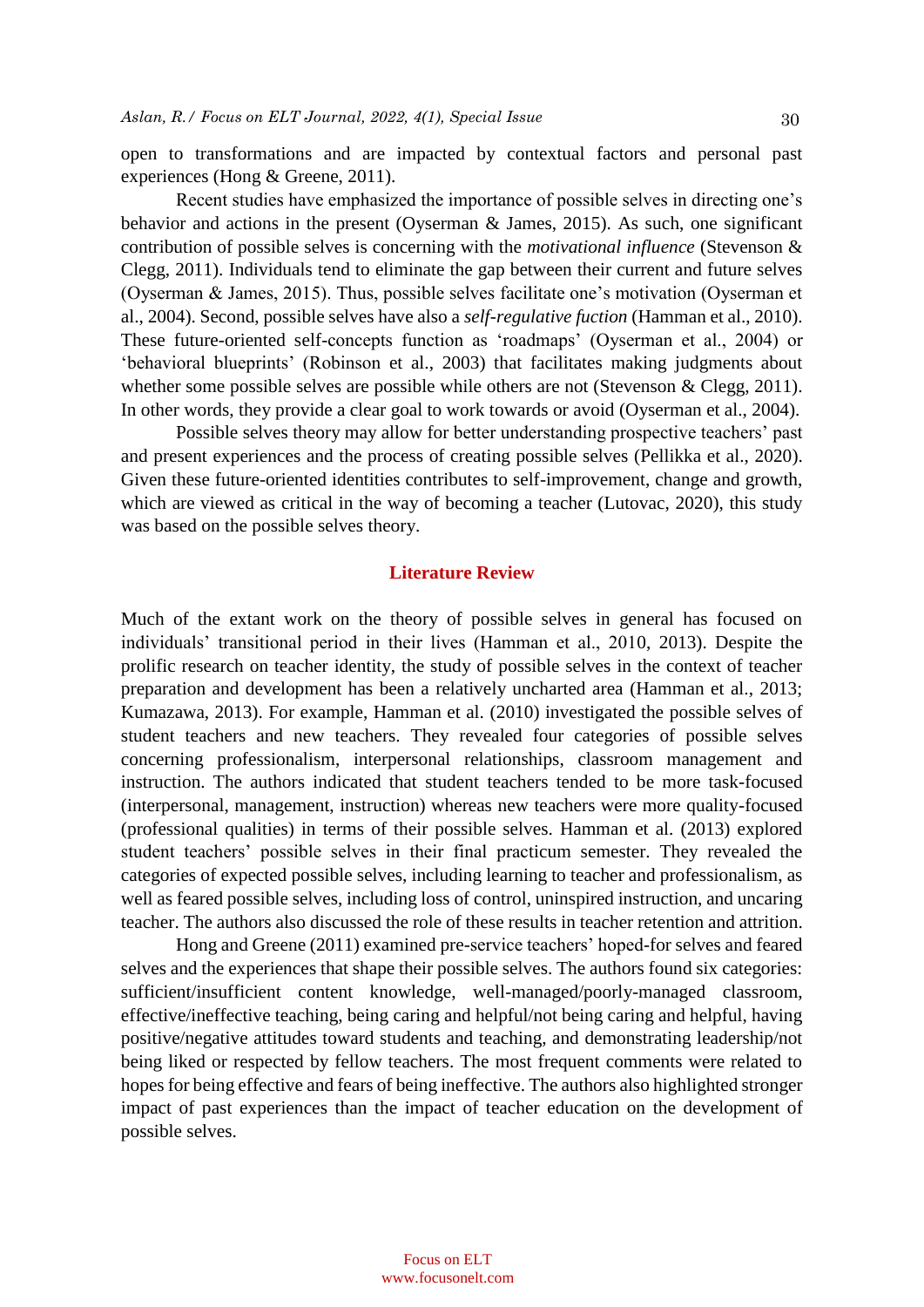open to transformations and are impacted by contextual factors and personal past experiences (Hong & Greene, 2011).

Recent studies have emphasized the importance of possible selves in directing one's behavior and actions in the present (Oyserman & James, 2015). As such, one significant contribution of possible selves is concerning with the *motivational influence* (Stevenson & Clegg, 2011). Individuals tend to eliminate the gap between their current and future selves (Oyserman & James, 2015). Thus, possible selves facilitate one's motivation (Oyserman et al., 2004). Second, possible selves have also a *self-regulative fuction* (Hamman et al., 2010). These future-oriented self-concepts function as 'roadmaps' (Oyserman et al., 2004) or 'behavioral blueprints' (Robinson et al., 2003) that facilitates making judgments about whether some possible selves are possible while others are not (Stevenson & Clegg, 2011). In other words, they provide a clear goal to work towards or avoid (Oyserman et al., 2004).

Possible selves theory may allow for better understanding prospective teachers' past and present experiences and the process of creating possible selves (Pellikka et al., 2020). Given these future-oriented identities contributes to self-improvement, change and growth, which are viewed as critical in the way of becoming a teacher (Lutovac, 2020), this study was based on the possible selves theory.

## Literature Review

Much of the extant work on the theory of possible selves in general has focused on individuals' transitional period in their lives (Hamman et al., 2010, 2013). Despite the prolific research on teacher identity, the study of possible selves in the context of teacher preparation and development has been a relatively uncharted area (Hamman et al., 2013; Kumazawa, 2013). For example, Hamman et al. (2010) investigated the possible selves of student teachers and new teachers. They revealed four categories of possible selves concerning professionalism, interpersonal relationships, classroom management and instruction. The authors indicated that student teachers tended to be more task-focused (interpersonal, management, instruction) whereas new teachers were more quality-focused (professional qualities) in terms of their possible selves. Hamman et al. (2013) explored student teachers' possible selves in their final practicum semester. They revealed the categories of expected possible selves, including learning to teacher and professionalism, as well as feared possible selves, including loss of control, uninspired instruction, and uncaring teacher. The authors also discussed the role of these results in teacher retention and attrition.

Hong and Greene (2011) examined pre-service teachers' hoped-for selves and feared selves and the experiences that shape their possible selves. The authors found six categories: sufficient/insufficient content knowledge, well-managed/poorly-managed classroom, effective/ineffective teaching, being caring and helpful/not being caring and helpful, having positive/negative attitudes toward students and teaching, and demonstrating leadership/not being liked or respected by fellow teachers. The most frequent comments were related to hopes for being effective and fears of being ineffective. The authors also highlighted stronger impact of past experiences than the impact of teacher education on the development of possible selves.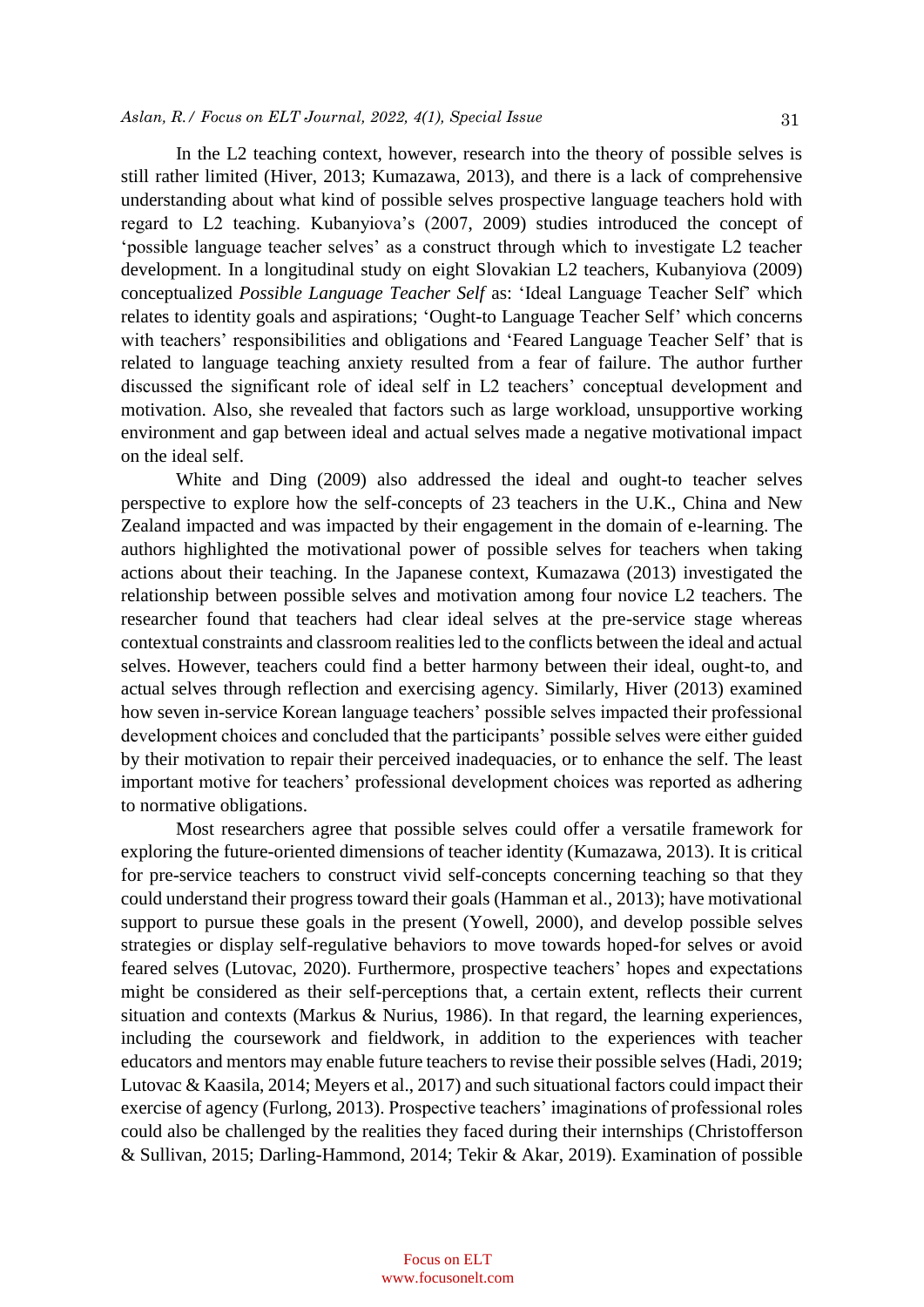In the L2 teaching context, however, research into the theory of possible selves is still rather limited (Hiver, 2013; Kumazawa, 2013), and there is a lack of comprehensive understanding about what kind of possible selves prospective language teachers hold with regard to L2 teaching. Kubanyiova's (2007, 2009) studies introduced the concept of 'possible language teacher selves' as a construct through which to investigate L2 teacher development. In a longitudinal study on eight Slovakian L2 teachers, Kubanyiova (2009) conceptualized *Possible Language Teacher Self* as: 'Ideal Language Teacher Self' which relates to identity goals and aspirations; 'Ought-to Language Teacher Self' which concerns with teachers' responsibilities and obligations and 'Feared Language Teacher Self' that is related to language teaching anxiety resulted from a fear of failure. The author further discussed the significant role of ideal self in L2 teachers' conceptual development and motivation. Also, she revealed that factors such as large workload, unsupportive working environment and gap between ideal and actual selves made a negative motivational impact on the ideal self.

White and Ding (2009) also addressed the ideal and ought-to teacher selves perspective to explore how the self-concepts of 23 teachers in the U.K., China and New Zealand impacted and was impacted by their engagement in the domain of e-learning. The authors highlighted the motivational power of possible selves for teachers when taking actions about their teaching. In the Japanese context, Kumazawa (2013) investigated the relationship between possible selves and motivation among four novice L2 teachers. The researcher found that teachers had clear ideal selves at the pre-service stage whereas contextual constraints and classroom realities led to the conflicts between the ideal and actual selves. However, teachers could find a better harmony between their ideal, ought-to, and actual selves through reflection and exercising agency. Similarly, Hiver (2013) examined how seven in-service Korean language teachers' possible selves impacted their professional development choices and concluded that the participants' possible selves were either guided by their motivation to repair their perceived inadequacies, or to enhance the self. The least important motive for teachers' professional development choices was reported as adhering to normative obligations.

Most researchers agree that possible selves could offer a versatile framework for exploring the future-oriented dimensions of teacher identity (Kumazawa, 2013). It is critical for pre-service teachers to construct vivid self-concepts concerning teaching so that they could understand their progress toward their goals (Hamman et al., 2013); have motivational support to pursue these goals in the present (Yowell, 2000), and develop possible selves strategies or display self-regulative behaviors to move towards hoped-for selves or avoid feared selves (Lutovac, 2020). Furthermore, prospective teachers' hopes and expectations might be considered as their self-perceptions that, a certain extent, reflects their current situation and contexts (Markus & Nurius, 1986). In that regard, the learning experiences, including the coursework and fieldwork, in addition to the experiences with teacher educators and mentors may enable future teachers to revise their possible selves (Hadi, 2019; Lutovac & Kaasila, 2014; Meyers et al., 2017) and such situational factors could impact their exercise of agency (Furlong, 2013). Prospective teachers' imaginations of professional roles could also be challenged by the realities they faced during their internships (Christofferson & Sullivan, 2015; Darling-Hammond, 2014; Tekir & Akar, 2019). Examination of possible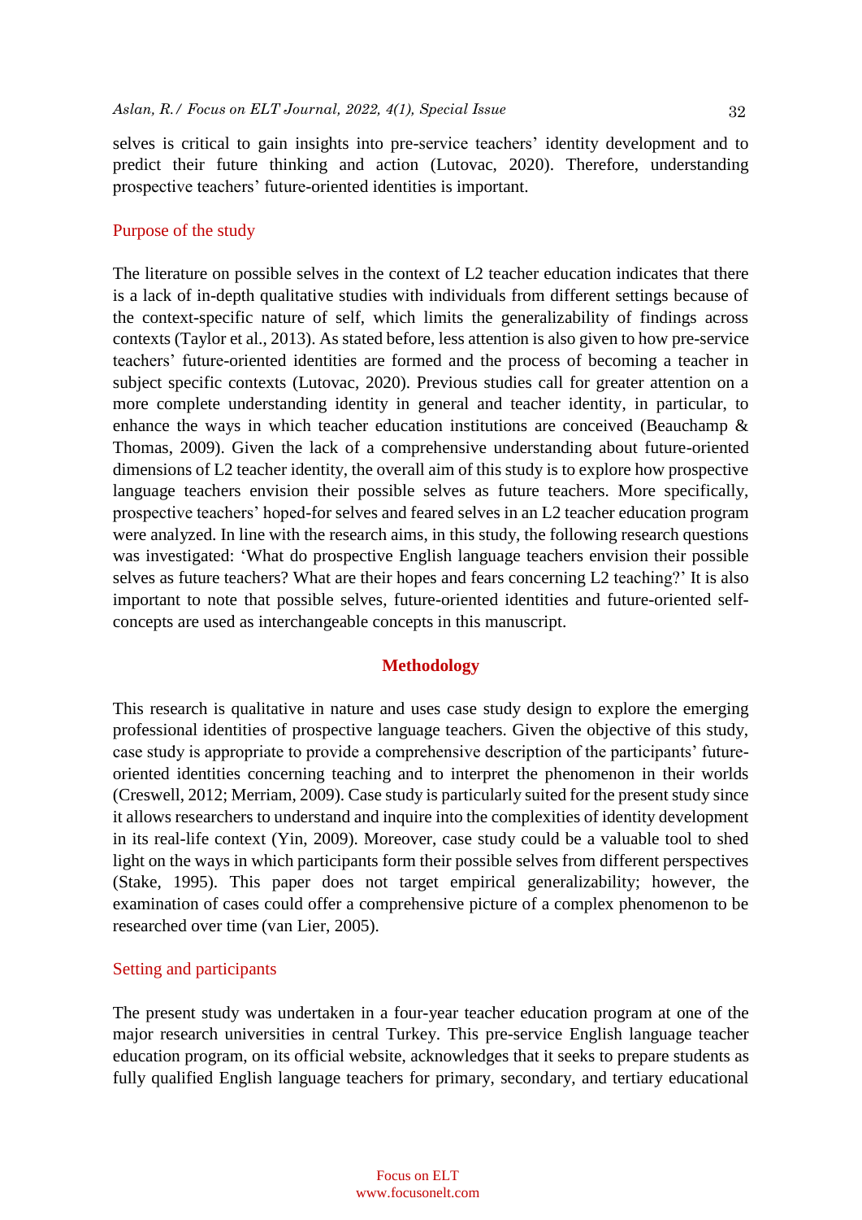selves is critical to gain insights into pre-service teachers' identity development and to predict their future thinking and action (Lutovac, 2020). Therefore, understanding prospective teachers' future-oriented identities is important.

### Purpose of the study

The literature on possible selves in the context of L2 teacher education indicates that there is a lack of in-depth qualitative studies with individuals from different settings because of the context-specific nature of self, which limits the generalizability of findings across contexts (Taylor et al., 2013). As stated before, less attention is also given to how pre-service teachers' future-oriented identities are formed and the process of becoming a teacher in subject specific contexts (Lutovac, 2020). Previous studies call for greater attention on a more complete understanding identity in general and teacher identity, in particular, to enhance the ways in which teacher education institutions are conceived (Beauchamp & Thomas, 2009). Given the lack of a comprehensive understanding about future-oriented dimensions of L2 teacher identity, the overall aim of this study is to explore how prospective language teachers envision their possible selves as future teachers. More specifically, prospective teachers' hoped-for selves and feared selves in an L2 teacher education program were analyzed. In line with the research aims, in this study, the following research questions was investigated: 'What do prospective English language teachers envision their possible selves as future teachers? What are their hopes and fears concerning L2 teaching?' It is also important to note that possible selves, future-oriented identities and future-oriented self-concepts are used as interchangeable concepts in this manuscript.

## Methodology

This research is qualitative in nature and uses case study design to explore the emerging professional identities of prospective language teachers. Given the objective of this study, case study is appropriate to provide a comprehensive description of the participants' future-oriented identities concerning teaching and to interpret the phenomenon in their worlds (Creswell, 2012; Merriam, 2009). Case study is particularly suited for the present study since it allows researchers to understand and inquire into the complexities of identity development in its real-life context (Yin, 2009). Moreover, case study could be a valuable tool to shed light on the ways in which participants form their possible selves from different perspectives (Stake, 1995). This paper does not target empirical generalizability; however, the examination of cases could offer a comprehensive picture of a complex phenomenon to be researched over time (van Lier, 2005).

### Setting and participants

The present study was undertaken in a four-year teacher education program at one of the major research universities in central Turkey. This pre-service English language teacher education program, on its official website, acknowledges that it seeks to prepare students as fully qualified English language teachers for primary, secondary, and tertiary educational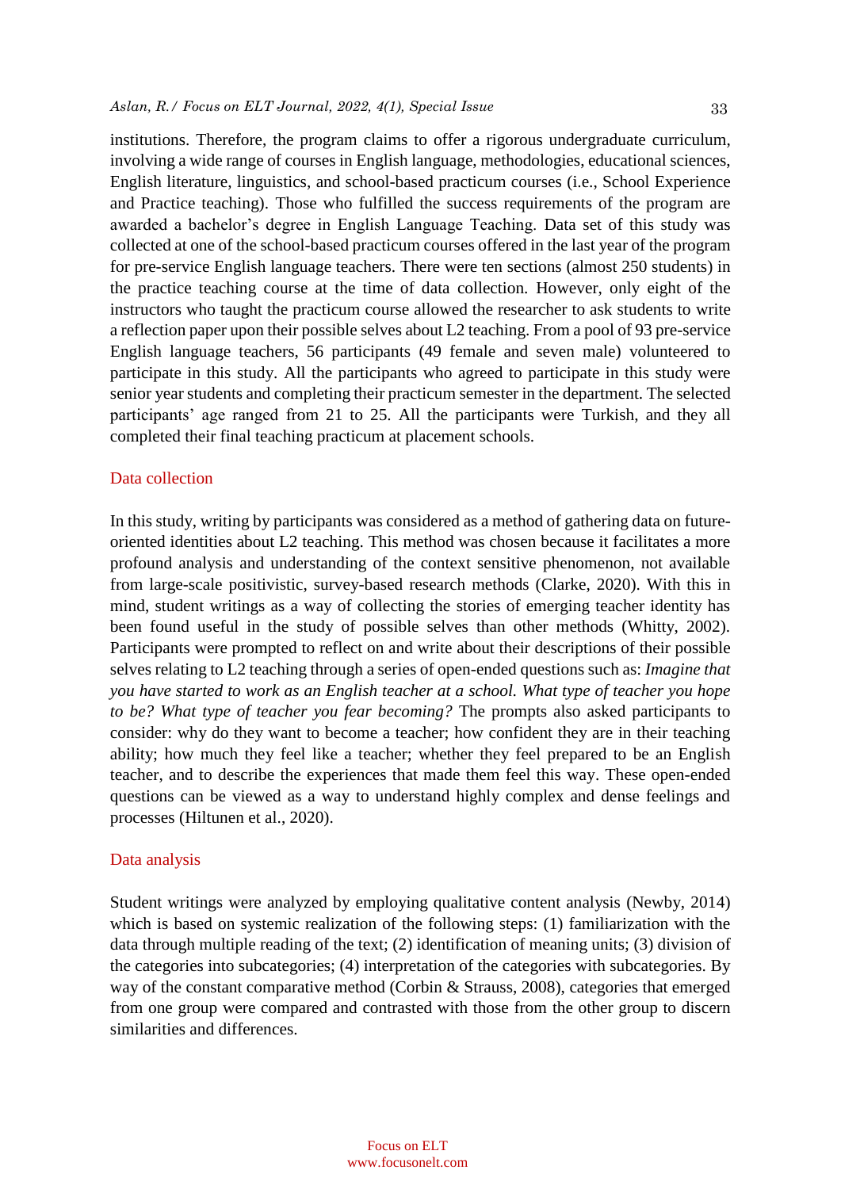institutions. Therefore, the program claims to offer a rigorous undergraduate curriculum, involving a wide range of courses in English language, methodologies, educational sciences, English literature, linguistics, and school-based practicum courses (i.e., School Experience and Practice teaching). Those who fulfilled the success requirements of the program are awarded a bachelor's degree in English Language Teaching. Data set of this study was collected at one of the school-based practicum courses offered in the last year of the program for pre-service English language teachers. There were ten sections (almost 250 students) in the practice teaching course at the time of data collection. However, only eight of the instructors who taught the practicum course allowed the researcher to ask students to write a reflection paper upon their possible selves about L2 teaching. From a pool of 93 pre-service English language teachers, 56 participants (49 female and seven male) volunteered to participate in this study. All the participants who agreed to participate in this study were senior year students and completing their practicum semester in the department. The selected participants' age ranged from 21 to 25. All the participants were Turkish, and they all completed their final teaching practicum at placement schools.

## Data collection

In this study, writing by participants was considered as a method of gathering data on future-oriented identities about L2 teaching. This method was chosen because it facilitates a more profound analysis and understanding of the context sensitive phenomenon, not available from large-scale positivistic, survey-based research methods (Clarke, 2020). With this in mind, student writings as a way of collecting the stories of emerging teacher identity has been found useful in the study of possible selves than other methods (Whitty, 2002). Participants were prompted to reflect on and write about their descriptions of their possible selves relating to L2 teaching through a series of open-ended questions such as: *Imagine that you have started to work as an English teacher at a school. What type of teacher you hope to be? What type of teacher you fear becoming?* The prompts also asked participants to consider: why do they want to become a teacher; how confident they are in their teaching ability; how much they feel like a teacher; whether they feel prepared to be an English teacher, and to describe the experiences that made them feel this way. These open-ended questions can be viewed as a way to understand highly complex and dense feelings and processes (Hiltunen et al., 2020).

## Data analysis

Student writings were analyzed by employing qualitative content analysis (Newby, 2014) which is based on systemic realization of the following steps: (1) familiarization with the data through multiple reading of the text; (2) identification of meaning units; (3) division of the categories into subcategories; (4) interpretation of the categories with subcategories. By way of the constant comparative method (Corbin & Strauss, 2008), categories that emerged from one group were compared and contrasted with those from the other group to discern similarities and differences.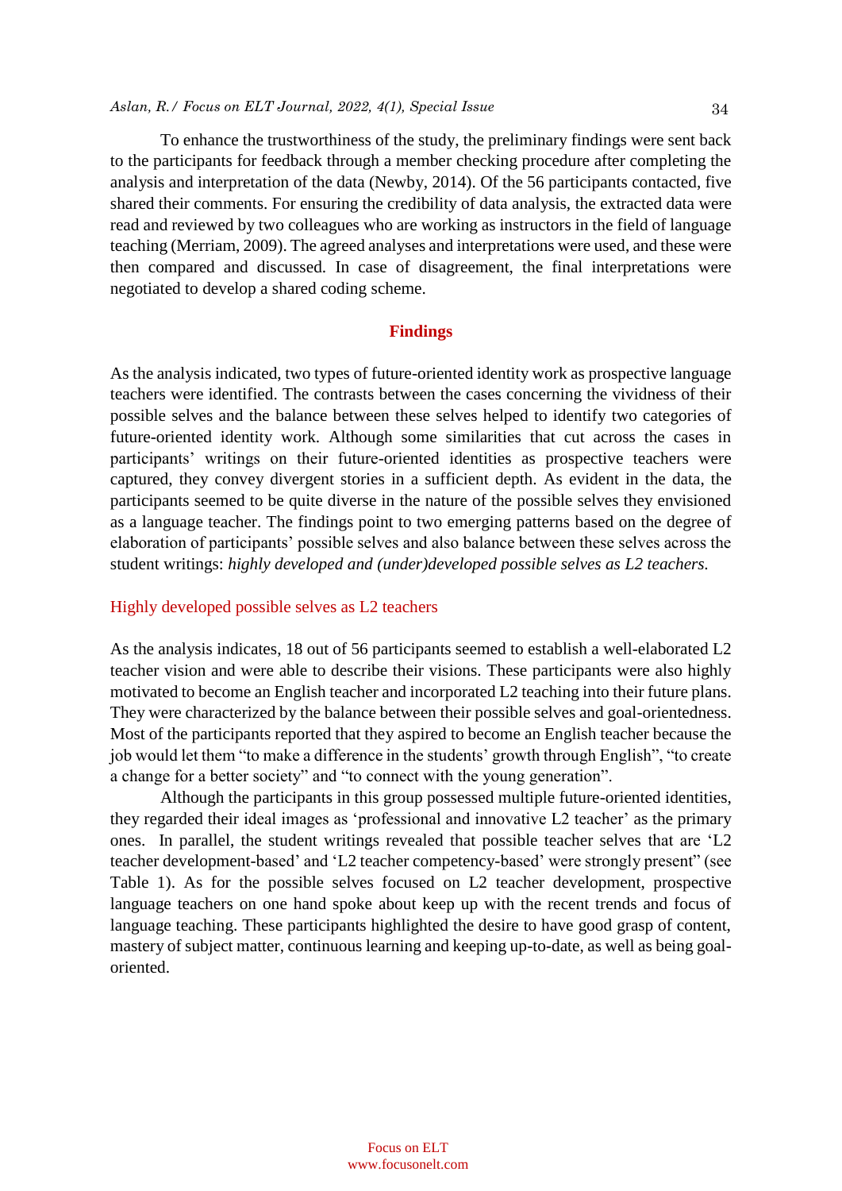To enhance the trustworthiness of the study, the preliminary findings were sent back to the participants for feedback through a member checking procedure after completing the analysis and interpretation of the data (Newby, 2014). Of the 56 participants contacted, five shared their comments. For ensuring the credibility of data analysis, the extracted data were read and reviewed by two colleagues who are working as instructors in the field of language teaching (Merriam, 2009). The agreed analyses and interpretations were used, and these were then compared and discussed. In case of disagreement, the final interpretations were negotiated to develop a shared coding scheme.

## Findings

As the analysis indicated, two types of future-oriented identity work as prospective language teachers were identified. The contrasts between the cases concerning the vividness of their possible selves and the balance between these selves helped to identify two categories of future-oriented identity work. Although some similarities that cut across the cases in participants' writings on their future-oriented identities as prospective teachers were captured, they convey divergent stories in a sufficient depth. As evident in the data, the participants seemed to be quite diverse in the nature of the possible selves they envisioned as a language teacher. The findings point to two emerging patterns based on the degree of elaboration of participants' possible selves and also balance between these selves across the student writings: *highly developed and (under)developed possible selves as L2 teachers.*

### Highly developed possible selves as L2 teachers

As the analysis indicates, 18 out of 56 participants seemed to establish a well-elaborated L2 teacher vision and were able to describe their visions. These participants were also highly motivated to become an English teacher and incorporated L2 teaching into their future plans. They were characterized by the balance between their possible selves and goal-orientedness. Most of the participants reported that they aspired to become an English teacher because the job would let them "to make a difference in the students' growth through English", "to create a change for a better society" and "to connect with the young generation".

Although the participants in this group possessed multiple future-oriented identities, they regarded their ideal images as 'professional and innovative L2 teacher' as the primary ones. In parallel, the student writings revealed that possible teacher selves that are 'L2 teacher development-based' and 'L2 teacher competency-based' were strongly present" (see Table 1). As for the possible selves focused on L2 teacher development, prospective language teachers on one hand spoke about keep up with the recent trends and focus of language teaching. These participants highlighted the desire to have good grasp of content, mastery of subject matter, continuous learning and keeping up-to-date, as well as being goal-oriented.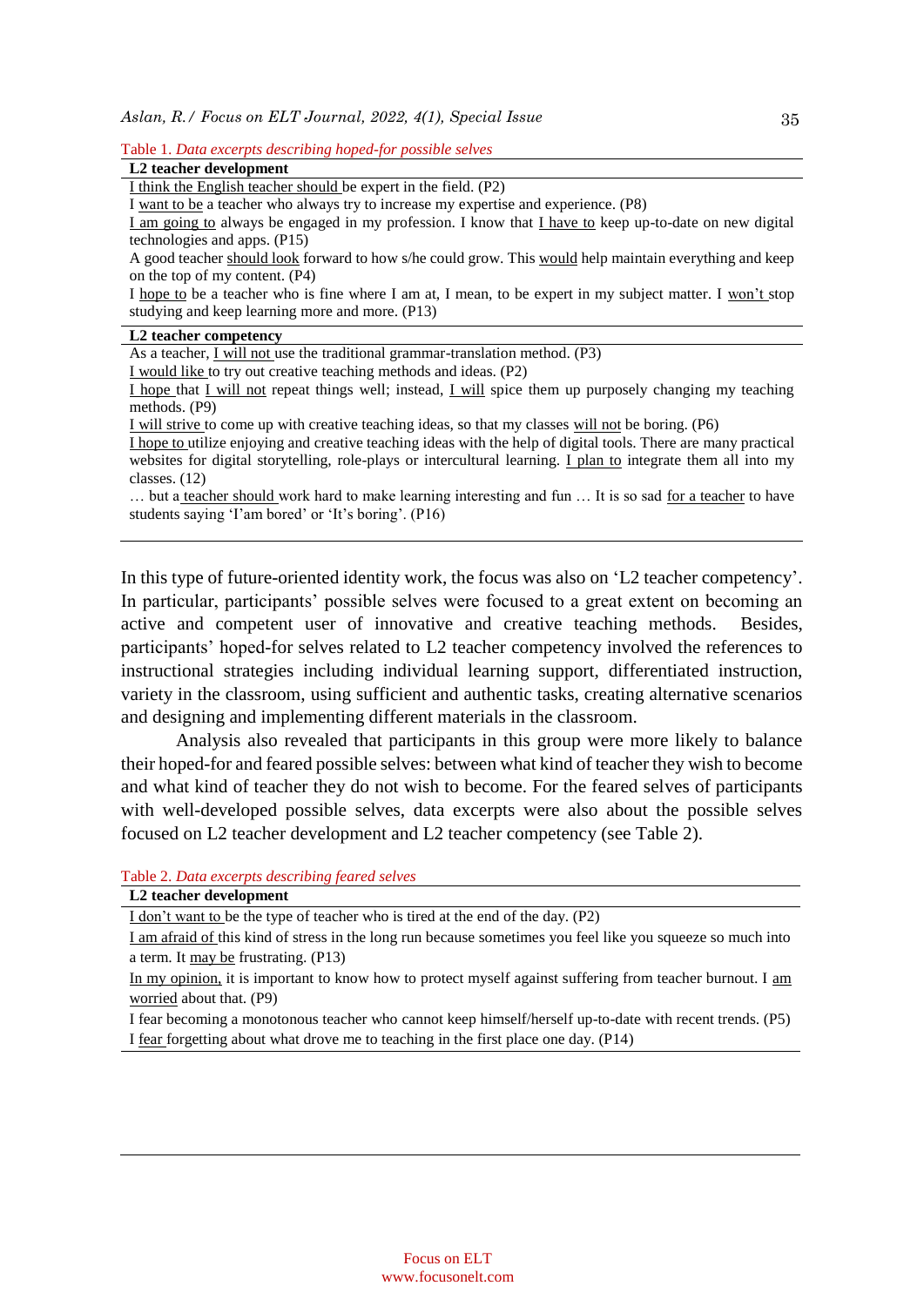Table 1. *Data excerpts describing hoped-for possible selves*

| **L2 teacher development** |
|---|
| I think the English teacher should be expert in the field. (P2) |
| I want to be a teacher who always try to increase my expertise and experience. (P8) |
| I am going to always be engaged in my profession. I know that I have to keep up-to-date on new digital technologies and apps. (P15) |
| A good teacher should look forward to how s/he could grow. This would help maintain everything and keep on the top of my content. (P4) |
| I hope to be a teacher who is fine where I am at, I mean, to be expert in my subject matter. I won't stop studying and keep learning more and more. (P13) |
| **L2 teacher competency** |
| As a teacher, I will not use the traditional grammar-translation method. (P3) |
| I would like to try out creative teaching methods and ideas. (P2) |
| I hope that I will not repeat things well; instead, I will spice them up purposely changing my teaching methods. (P9) |
| I will strive to come up with creative teaching ideas, so that my classes will not be boring. (P6) |
| I hope to utilize enjoying and creative teaching ideas with the help of digital tools. There are many practical websites for digital storytelling, role-plays or intercultural learning. I plan to integrate them all into my classes. (12) |
| … but a teacher should work hard to make learning interesting and fun … It is so sad for a teacher to have students saying 'I'am bored' or 'It's boring'. (P16) |

In this type of future-oriented identity work, the focus was also on 'L2 teacher competency'. In particular, participants' possible selves were focused to a great extent on becoming an active and competent user of innovative and creative teaching methods. Besides, participants' hoped-for selves related to L2 teacher competency involved the references to instructional strategies including individual learning support, differentiated instruction, variety in the classroom, using sufficient and authentic tasks, creating alternative scenarios and designing and implementing different materials in the classroom.

Analysis also revealed that participants in this group were more likely to balance their hoped-for and feared possible selves: between what kind of teacher they wish to become and what kind of teacher they do not wish to become. For the feared selves of participants with well-developed possible selves, data excerpts were also about the possible selves focused on L2 teacher development and L2 teacher competency (see Table 2).

Table 2. *Data excerpts describing feared selves*

| **L2 teacher development** |
|---|
| I don't want to be the type of teacher who is tired at the end of the day. (P2) |
| I am afraid of this kind of stress in the long run because sometimes you feel like you squeeze so much into a term. It may be frustrating. (P13) |
| In my opinion, it is important to know how to protect myself against suffering from teacher burnout. I am worried about that. (P9) |
| I fear becoming a monotonous teacher who cannot keep himself/herself up-to-date with recent trends. (P5) |
| I fear forgetting about what drove me to teaching in the first place one day. (P14) |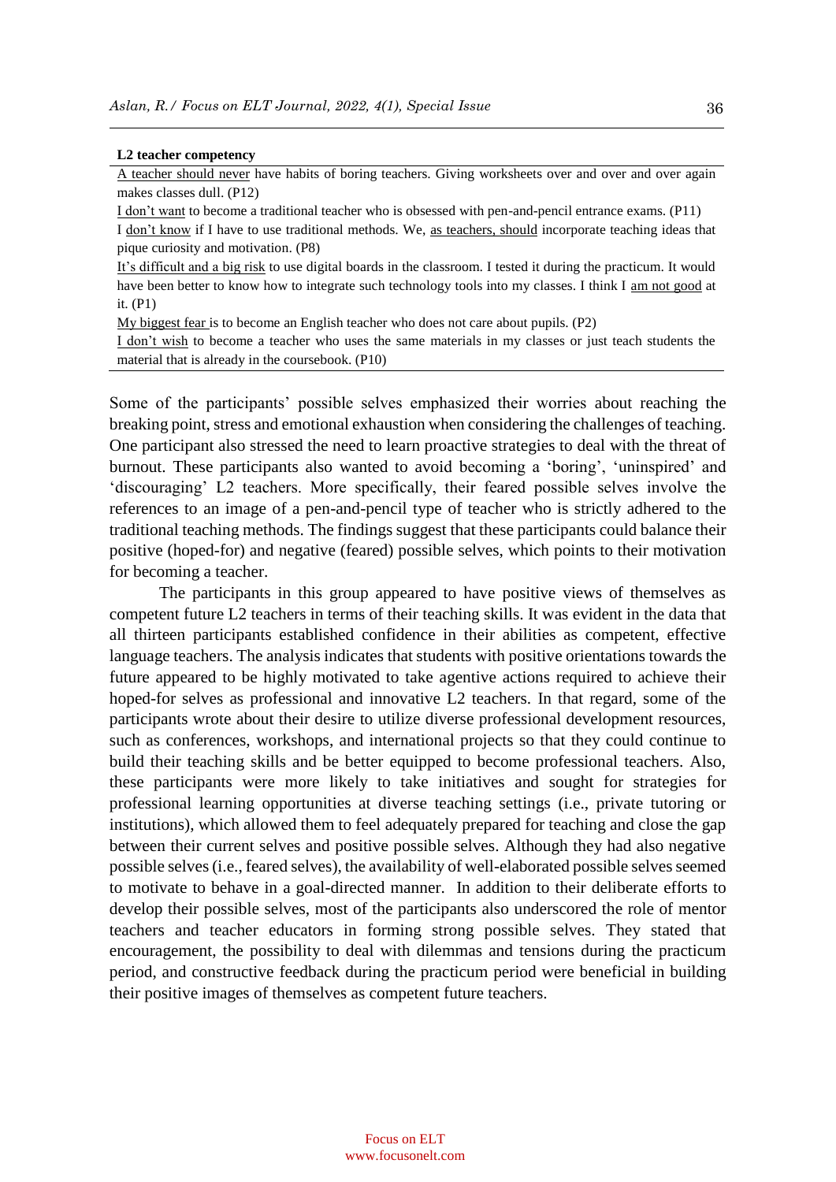**L2 teacher competency**

<u>A teacher should never</u> have habits of boring teachers. Giving worksheets over and over and over again makes classes dull. (P12)

<u>I don't want</u> to become a traditional teacher who is obsessed with pen-and-pencil entrance exams. (P11)

I <u>don't know</u> if I have to use traditional methods. We, <u>as teachers, should</u> incorporate teaching ideas that pique curiosity and motivation. (P8)

<u>It's difficult and a big risk</u> to use digital boards in the classroom. I tested it during the practicum. It would have been better to know how to integrate such technology tools into my classes. I think I <u>am not good</u> at it. (P1)

<u>My biggest fear</u> is to become an English teacher who does not care about pupils. (P2)

<u>I don't wish</u> to become a teacher who uses the same materials in my classes or just teach students the material that is already in the coursebook. (P10)

Some of the participants' possible selves emphasized their worries about reaching the breaking point, stress and emotional exhaustion when considering the challenges of teaching. One participant also stressed the need to learn proactive strategies to deal with the threat of burnout. These participants also wanted to avoid becoming a 'boring', 'uninspired' and 'discouraging' L2 teachers. More specifically, their feared possible selves involve the references to an image of a pen-and-pencil type of teacher who is strictly adhered to the traditional teaching methods. The findings suggest that these participants could balance their positive (hoped-for) and negative (feared) possible selves, which points to their motivation for becoming a teacher.

The participants in this group appeared to have positive views of themselves as competent future L2 teachers in terms of their teaching skills. It was evident in the data that all thirteen participants established confidence in their abilities as competent, effective language teachers. The analysis indicates that students with positive orientations towards the future appeared to be highly motivated to take agentive actions required to achieve their hoped-for selves as professional and innovative L2 teachers. In that regard, some of the participants wrote about their desire to utilize diverse professional development resources, such as conferences, workshops, and international projects so that they could continue to build their teaching skills and be better equipped to become professional teachers. Also, these participants were more likely to take initiatives and sought for strategies for professional learning opportunities at diverse teaching settings (i.e., private tutoring or institutions), which allowed them to feel adequately prepared for teaching and close the gap between their current selves and positive possible selves. Although they had also negative possible selves (i.e., feared selves), the availability of well-elaborated possible selves seemed to motivate to behave in a goal-directed manner. In addition to their deliberate efforts to develop their possible selves, most of the participants also underscored the role of mentor teachers and teacher educators in forming strong possible selves. They stated that encouragement, the possibility to deal with dilemmas and tensions during the practicum period, and constructive feedback during the practicum period were beneficial in building their positive images of themselves as competent future teachers.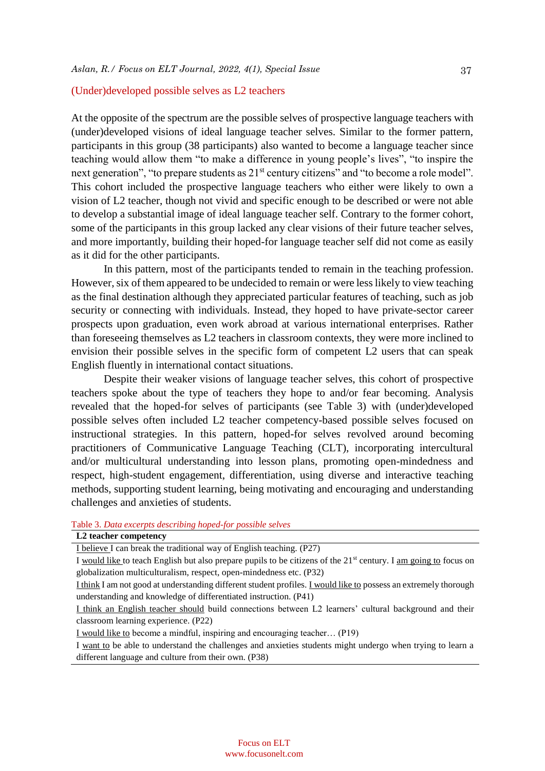## (Under)developed possible selves as L2 teachers

At the opposite of the spectrum are the possible selves of prospective language teachers with (under)developed visions of ideal language teacher selves. Similar to the former pattern, participants in this group (38 participants) also wanted to become a language teacher since teaching would allow them "to make a difference in young people's lives", "to inspire the next generation", "to prepare students as 21st century citizens" and "to become a role model". This cohort included the prospective language teachers who either were likely to own a vision of L2 teacher, though not vivid and specific enough to be described or were not able to develop a substantial image of ideal language teacher self. Contrary to the former cohort, some of the participants in this group lacked any clear visions of their future teacher selves, and more importantly, building their hoped-for language teacher self did not come as easily as it did for the other participants.

In this pattern, most of the participants tended to remain in the teaching profession. However, six of them appeared to be undecided to remain or were less likely to view teaching as the final destination although they appreciated particular features of teaching, such as job security or connecting with individuals. Instead, they hoped to have private-sector career prospects upon graduation, even work abroad at various international enterprises. Rather than foreseeing themselves as L2 teachers in classroom contexts, they were more inclined to envision their possible selves in the specific form of competent L2 users that can speak English fluently in international contact situations.

Despite their weaker visions of language teacher selves, this cohort of prospective teachers spoke about the type of teachers they hope to and/or fear becoming. Analysis revealed that the hoped-for selves of participants (see Table 3) with (under)developed possible selves often included L2 teacher competency-based possible selves focused on instructional strategies. In this pattern, hoped-for selves revolved around becoming practitioners of Communicative Language Teaching (CLT), incorporating intercultural and/or multicultural understanding into lesson plans, promoting open-mindedness and respect, high-student engagement, differentiation, using diverse and interactive teaching methods, supporting student learning, being motivating and encouraging and understanding challenges and anxieties of students.

Table 3. *Data excerpts describing hoped-for possible selves*

| **L2 teacher competency** |
|---|
| I believe I can break the traditional way of English teaching. (P27) |
| I would like to teach English but also prepare pupils to be citizens of the 21st century. I am going to focus on globalization multiculturalism, respect, open-mindedness etc. (P32) |
| I think I am not good at understanding different student profiles. I would like to possess an extremely thorough understanding and knowledge of differentiated instruction. (P41) |
| I think an English teacher should build connections between L2 learners' cultural background and their classroom learning experience. (P22) |
| I would like to become a mindful, inspiring and encouraging teacher… (P19) |
| I want to be able to understand the challenges and anxieties students might undergo when trying to learn a different language and culture from their own. (P38) |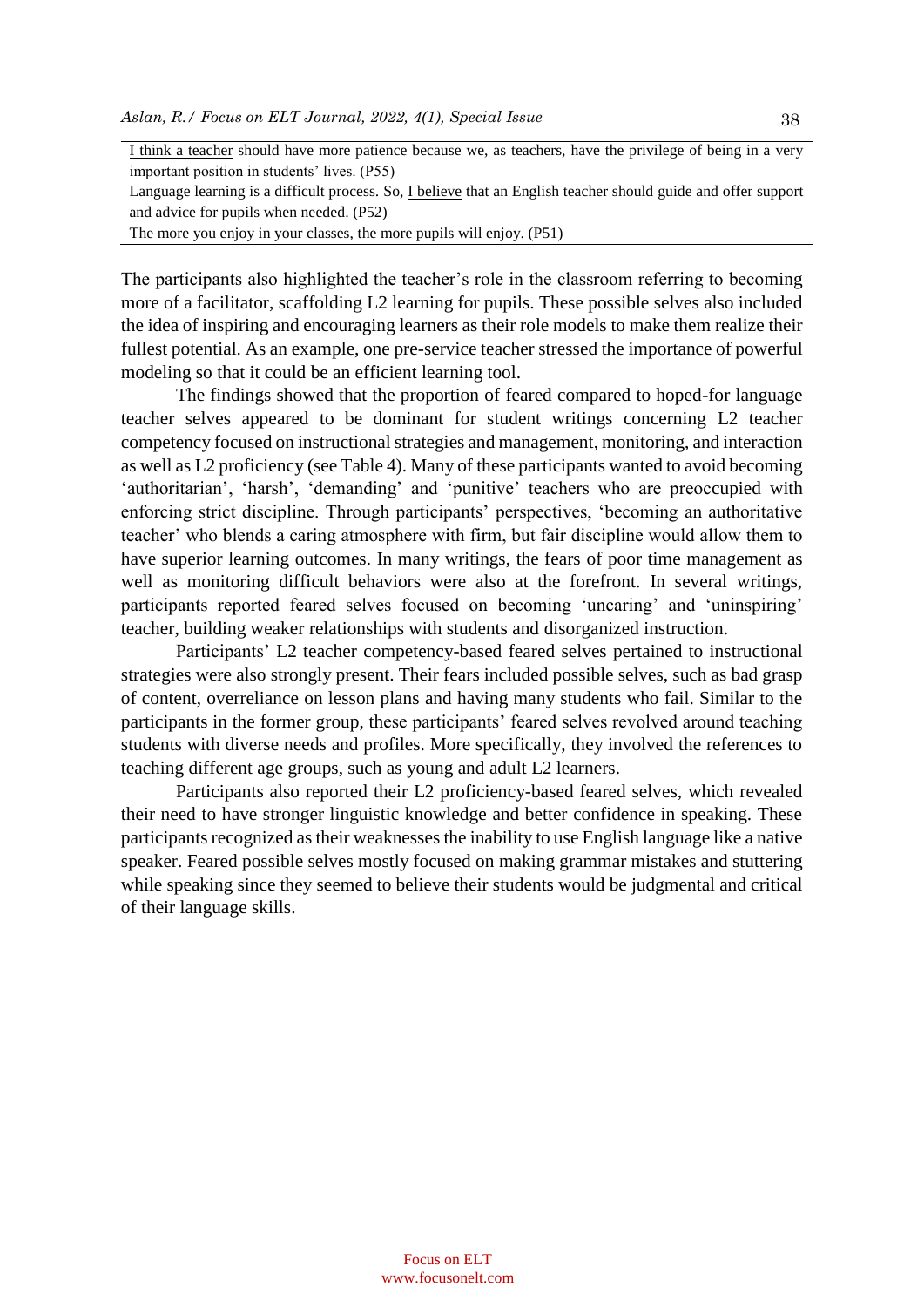| |
|---|
| <u>I think a teacher</u> should have more patience because we, as teachers, have the privilege of being in a very important position in students' lives. (P55) |
| Language learning is a difficult process. So, <u>I believe</u> that an English teacher should guide and offer support and advice for pupils when needed. (P52) |
| <u>The more you</u> enjoy in your classes, <u>the more pupils</u> will enjoy. (P51) |

The participants also highlighted the teacher's role in the classroom referring to becoming more of a facilitator, scaffolding L2 learning for pupils. These possible selves also included the idea of inspiring and encouraging learners as their role models to make them realize their fullest potential. As an example, one pre-service teacher stressed the importance of powerful modeling so that it could be an efficient learning tool.

The findings showed that the proportion of feared compared to hoped-for language teacher selves appeared to be dominant for student writings concerning L2 teacher competency focused on instructional strategies and management, monitoring, and interaction as well as L2 proficiency (see Table 4). Many of these participants wanted to avoid becoming 'authoritarian', 'harsh', 'demanding' and 'punitive' teachers who are preoccupied with enforcing strict discipline. Through participants' perspectives, 'becoming an authoritative teacher' who blends a caring atmosphere with firm, but fair discipline would allow them to have superior learning outcomes. In many writings, the fears of poor time management as well as monitoring difficult behaviors were also at the forefront. In several writings, participants reported feared selves focused on becoming 'uncaring' and 'uninspiring' teacher, building weaker relationships with students and disorganized instruction.

Participants' L2 teacher competency-based feared selves pertained to instructional strategies were also strongly present. Their fears included possible selves, such as bad grasp of content, overreliance on lesson plans and having many students who fail. Similar to the participants in the former group, these participants' feared selves revolved around teaching students with diverse needs and profiles. More specifically, they involved the references to teaching different age groups, such as young and adult L2 learners.

Participants also reported their L2 proficiency-based feared selves, which revealed their need to have stronger linguistic knowledge and better confidence in speaking. These participants recognized as their weaknesses the inability to use English language like a native speaker. Feared possible selves mostly focused on making grammar mistakes and stuttering while speaking since they seemed to believe their students would be judgmental and critical of their language skills.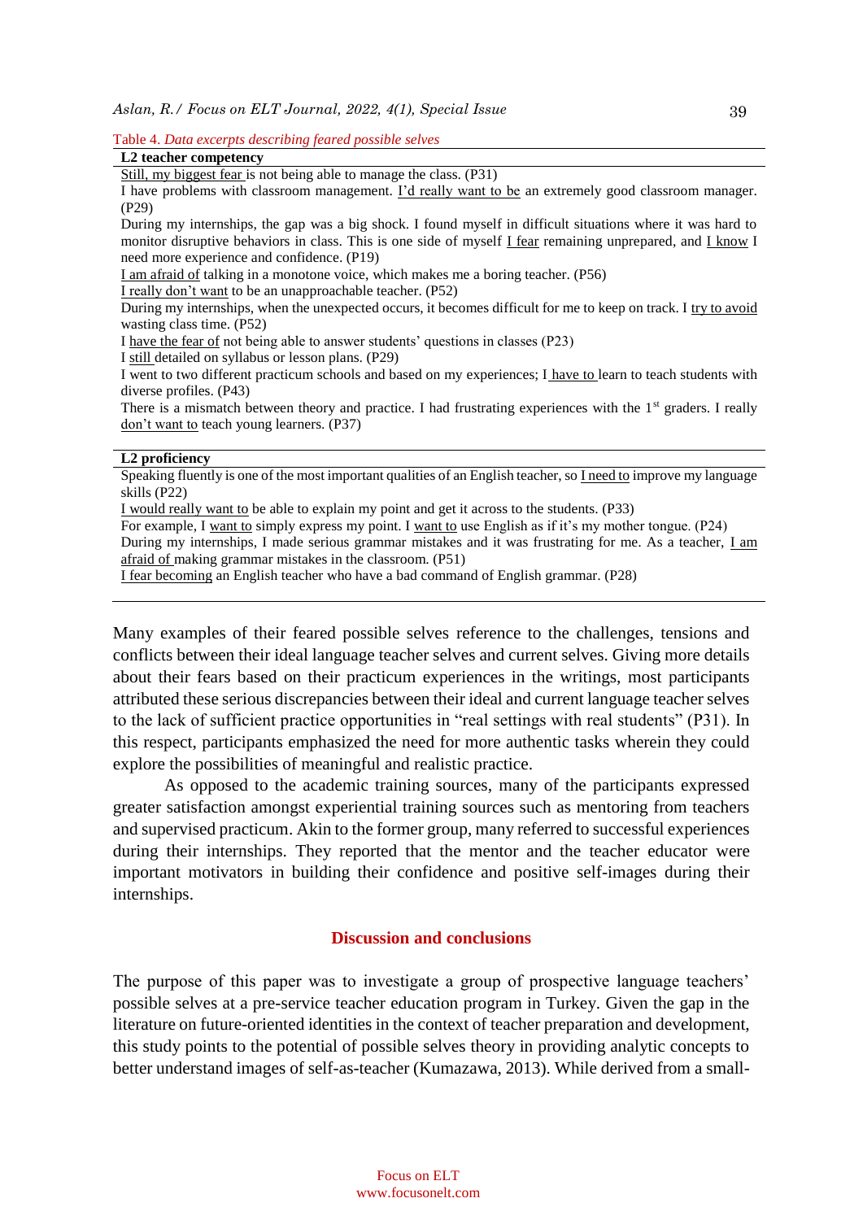Table 4. *Data excerpts describing feared possible selves*

| **L2 teacher competency** |
|---|
| Still, my biggest fear is not being able to manage the class. (P31) |
| I have problems with classroom management. I'd really want to be an extremely good classroom manager. (P29) |
| During my internships, the gap was a big shock. I found myself in difficult situations where it was hard to monitor disruptive behaviors in class. This is one side of myself I fear remaining unprepared, and I know I need more experience and confidence. (P19) |
| I am afraid of talking in a monotone voice, which makes me a boring teacher. (P56) |
| I really don't want to be an unapproachable teacher. (P52) |
| During my internships, when the unexpected occurs, it becomes difficult for me to keep on track. I try to avoid wasting class time. (P52) |
| I have the fear of not being able to answer students' questions in classes (P23) |
| I still detailed on syllabus or lesson plans. (P29) |
| I went to two different practicum schools and based on my experiences; I have to learn to teach students with diverse profiles. (P43) |
| There is a mismatch between theory and practice. I had frustrating experiences with the 1st graders. I really don't want to teach young learners. (P37) |
| **L2 proficiency** |
| Speaking fluently is one of the most important qualities of an English teacher, so I need to improve my language skills (P22) |
| I would really want to be able to explain my point and get it across to the students. (P33) |
| For example, I want to simply express my point. I want to use English as if it's my mother tongue. (P24) |
| During my internships, I made serious grammar mistakes and it was frustrating for me. As a teacher, I am afraid of making grammar mistakes in the classroom. (P51) |
| I fear becoming an English teacher who have a bad command of English grammar. (P28) |

Many examples of their feared possible selves reference to the challenges, tensions and conflicts between their ideal language teacher selves and current selves. Giving more details about their fears based on their practicum experiences in the writings, most participants attributed these serious discrepancies between their ideal and current language teacher selves to the lack of sufficient practice opportunities in "real settings with real students" (P31). In this respect, participants emphasized the need for more authentic tasks wherein they could explore the possibilities of meaningful and realistic practice.

As opposed to the academic training sources, many of the participants expressed greater satisfaction amongst experiential training sources such as mentoring from teachers and supervised practicum. Akin to the former group, many referred to successful experiences during their internships. They reported that the mentor and the teacher educator were important motivators in building their confidence and positive self-images during their internships.

## Discussion and conclusions

The purpose of this paper was to investigate a group of prospective language teachers' possible selves at a pre-service teacher education program in Turkey. Given the gap in the literature on future-oriented identities in the context of teacher preparation and development, this study points to the potential of possible selves theory in providing analytic concepts to better understand images of self-as-teacher (Kumazawa, 2013). While derived from a small-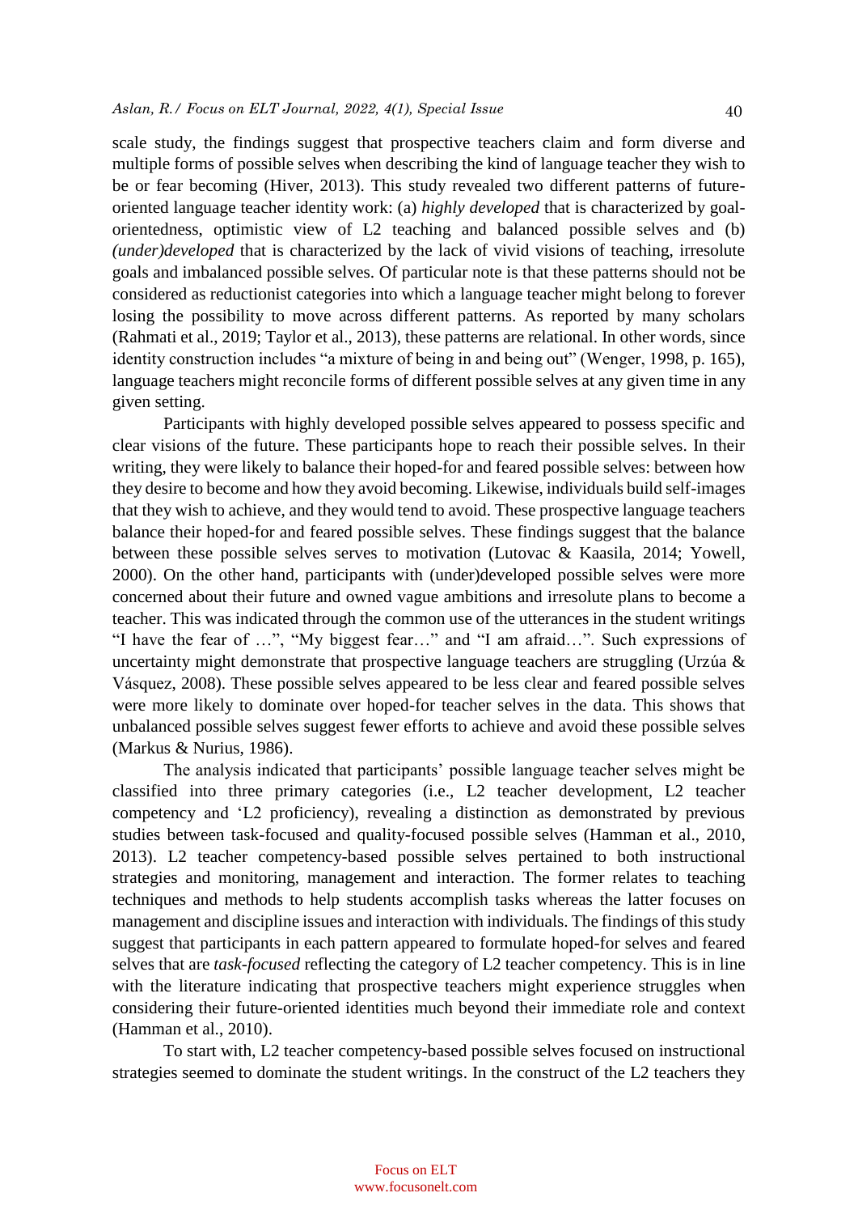scale study, the findings suggest that prospective teachers claim and form diverse and multiple forms of possible selves when describing the kind of language teacher they wish to be or fear becoming (Hiver, 2013). This study revealed two different patterns of future-oriented language teacher identity work: (a) *highly developed* that is characterized by goal-orientedness, optimistic view of L2 teaching and balanced possible selves and (b) *(under)developed* that is characterized by the lack of vivid visions of teaching, irresolute goals and imbalanced possible selves. Of particular note is that these patterns should not be considered as reductionist categories into which a language teacher might belong to forever losing the possibility to move across different patterns. As reported by many scholars (Rahmati et al., 2019; Taylor et al., 2013), these patterns are relational. In other words, since identity construction includes "a mixture of being in and being out" (Wenger, 1998, p. 165), language teachers might reconcile forms of different possible selves at any given time in any given setting.

Participants with highly developed possible selves appeared to possess specific and clear visions of the future. These participants hope to reach their possible selves. In their writing, they were likely to balance their hoped-for and feared possible selves: between how they desire to become and how they avoid becoming. Likewise, individuals build self-images that they wish to achieve, and they would tend to avoid. These prospective language teachers balance their hoped-for and feared possible selves. These findings suggest that the balance between these possible selves serves to motivation (Lutovac & Kaasila, 2014; Yowell, 2000). On the other hand, participants with (under)developed possible selves were more concerned about their future and owned vague ambitions and irresolute plans to become a teacher. This was indicated through the common use of the utterances in the student writings "I have the fear of …", "My biggest fear…" and "I am afraid…". Such expressions of uncertainty might demonstrate that prospective language teachers are struggling (Urzúa & Vásquez, 2008). These possible selves appeared to be less clear and feared possible selves were more likely to dominate over hoped-for teacher selves in the data. This shows that unbalanced possible selves suggest fewer efforts to achieve and avoid these possible selves (Markus & Nurius, 1986).

The analysis indicated that participants' possible language teacher selves might be classified into three primary categories (i.e., L2 teacher development, L2 teacher competency and 'L2 proficiency), revealing a distinction as demonstrated by previous studies between task-focused and quality-focused possible selves (Hamman et al., 2010, 2013). L2 teacher competency-based possible selves pertained to both instructional strategies and monitoring, management and interaction. The former relates to teaching techniques and methods to help students accomplish tasks whereas the latter focuses on management and discipline issues and interaction with individuals. The findings of this study suggest that participants in each pattern appeared to formulate hoped-for selves and feared selves that are *task-focused* reflecting the category of L2 teacher competency. This is in line with the literature indicating that prospective teachers might experience struggles when considering their future-oriented identities much beyond their immediate role and context (Hamman et al., 2010).

To start with, L2 teacher competency-based possible selves focused on instructional strategies seemed to dominate the student writings. In the construct of the L2 teachers they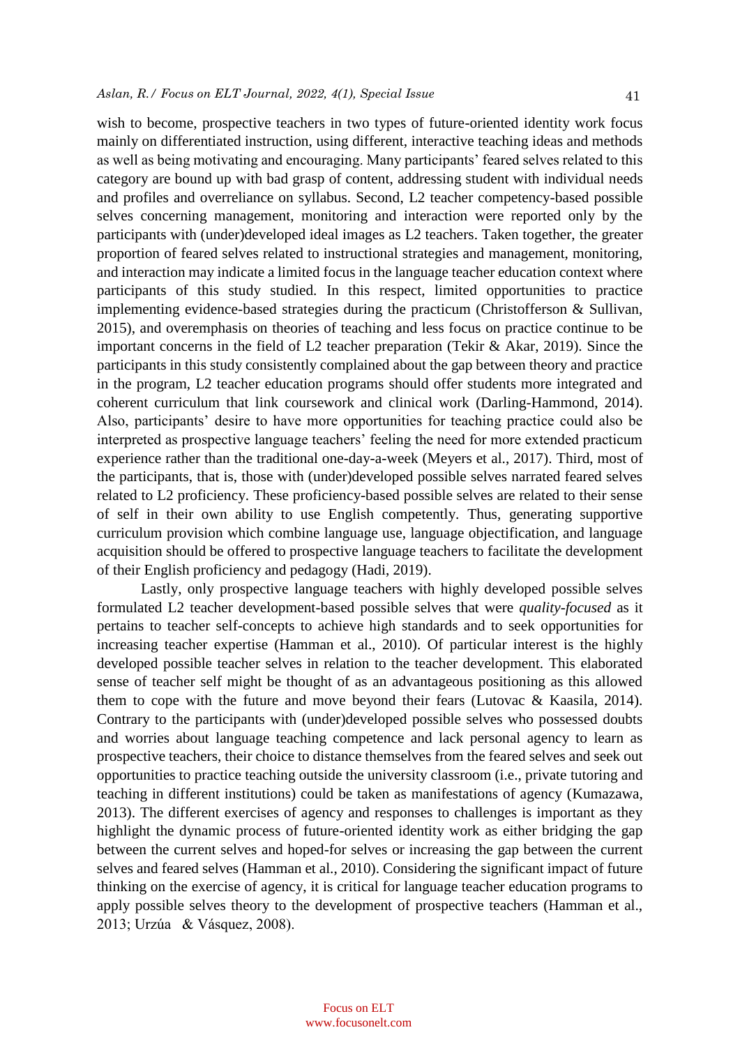wish to become, prospective teachers in two types of future-oriented identity work focus mainly on differentiated instruction, using different, interactive teaching ideas and methods as well as being motivating and encouraging. Many participants' feared selves related to this category are bound up with bad grasp of content, addressing student with individual needs and profiles and overreliance on syllabus. Second, L2 teacher competency-based possible selves concerning management, monitoring and interaction were reported only by the participants with (under)developed ideal images as L2 teachers. Taken together, the greater proportion of feared selves related to instructional strategies and management, monitoring, and interaction may indicate a limited focus in the language teacher education context where participants of this study studied. In this respect, limited opportunities to practice implementing evidence-based strategies during the practicum (Christofferson & Sullivan, 2015), and overemphasis on theories of teaching and less focus on practice continue to be important concerns in the field of L2 teacher preparation (Tekir & Akar, 2019). Since the participants in this study consistently complained about the gap between theory and practice in the program, L2 teacher education programs should offer students more integrated and coherent curriculum that link coursework and clinical work (Darling-Hammond, 2014). Also, participants' desire to have more opportunities for teaching practice could also be interpreted as prospective language teachers' feeling the need for more extended practicum experience rather than the traditional one-day-a-week (Meyers et al., 2017). Third, most of the participants, that is, those with (under)developed possible selves narrated feared selves related to L2 proficiency. These proficiency-based possible selves are related to their sense of self in their own ability to use English competently. Thus, generating supportive curriculum provision which combine language use, language objectification, and language acquisition should be offered to prospective language teachers to facilitate the development of their English proficiency and pedagogy (Hadi, 2019).

Lastly, only prospective language teachers with highly developed possible selves formulated L2 teacher development-based possible selves that were *quality-focused* as it pertains to teacher self-concepts to achieve high standards and to seek opportunities for increasing teacher expertise (Hamman et al., 2010). Of particular interest is the highly developed possible teacher selves in relation to the teacher development. This elaborated sense of teacher self might be thought of as an advantageous positioning as this allowed them to cope with the future and move beyond their fears (Lutovac & Kaasila, 2014). Contrary to the participants with (under)developed possible selves who possessed doubts and worries about language teaching competence and lack personal agency to learn as prospective teachers, their choice to distance themselves from the feared selves and seek out opportunities to practice teaching outside the university classroom (i.e., private tutoring and teaching in different institutions) could be taken as manifestations of agency (Kumazawa, 2013). The different exercises of agency and responses to challenges is important as they highlight the dynamic process of future-oriented identity work as either bridging the gap between the current selves and hoped-for selves or increasing the gap between the current selves and feared selves (Hamman et al., 2010). Considering the significant impact of future thinking on the exercise of agency, it is critical for language teacher education programs to apply possible selves theory to the development of prospective teachers (Hamman et al., 2013; Urzúa & Vásquez, 2008).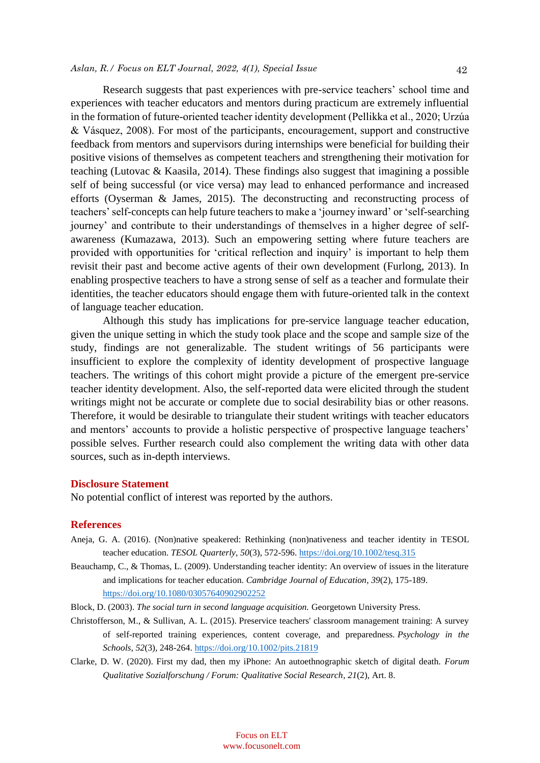Research suggests that past experiences with pre-service teachers' school time and experiences with teacher educators and mentors during practicum are extremely influential in the formation of future-oriented teacher identity development (Pellikka et al., 2020; Urzúa & Vásquez, 2008). For most of the participants, encouragement, support and constructive feedback from mentors and supervisors during internships were beneficial for building their positive visions of themselves as competent teachers and strengthening their motivation for teaching (Lutovac & Kaasila, 2014). These findings also suggest that imagining a possible self of being successful (or vice versa) may lead to enhanced performance and increased efforts (Oyserman & James, 2015). The deconstructing and reconstructing process of teachers' self-concepts can help future teachers to make a 'journey inward' or 'self-searching journey' and contribute to their understandings of themselves in a higher degree of self-awareness (Kumazawa, 2013). Such an empowering setting where future teachers are provided with opportunities for 'critical reflection and inquiry' is important to help them revisit their past and become active agents of their own development (Furlong, 2013). In enabling prospective teachers to have a strong sense of self as a teacher and formulate their identities, the teacher educators should engage them with future-oriented talk in the context of language teacher education.

Although this study has implications for pre-service language teacher education, given the unique setting in which the study took place and the scope and sample size of the study, findings are not generalizable. The student writings of 56 participants were insufficient to explore the complexity of identity development of prospective language teachers. The writings of this cohort might provide a picture of the emergent pre-service teacher identity development. Also, the self-reported data were elicited through the student writings might not be accurate or complete due to social desirability bias or other reasons. Therefore, it would be desirable to triangulate their student writings with teacher educators and mentors' accounts to provide a holistic perspective of prospective language teachers' possible selves. Further research could also complement the writing data with other data sources, such as in-depth interviews.

## Disclosure Statement

No potential conflict of interest was reported by the authors.

## References

Aneja, G. A. (2016). (Non)native speakered: Rethinking (non)nativeness and teacher identity in TESOL teacher education. *TESOL Quarterly*, *50*(3), 572-596. https://doi.org/10.1002/tesq.315

Beauchamp, C., & Thomas, L. (2009). Understanding teacher identity: An overview of issues in the literature and implications for teacher education. *Cambridge Journal of Education*, *39*(2), 175-189. https://doi.org/10.1080/03057640902902252

Block, D. (2003). *The social turn in second language acquisition.* Georgetown University Press.

Christofferson, M., & Sullivan, A. L. (2015). Preservice teachers' classroom management training: A survey of self-reported training experiences, content coverage, and preparedness. *Psychology in the Schools*, *52*(3), 248-264. https://doi.org/10.1002/pits.21819

Clarke, D. W. (2020). First my dad, then my iPhone: An autoethnographic sketch of digital death. *Forum Qualitative Sozialforschung / Forum: Qualitative Social Research*, *21*(2), Art. 8.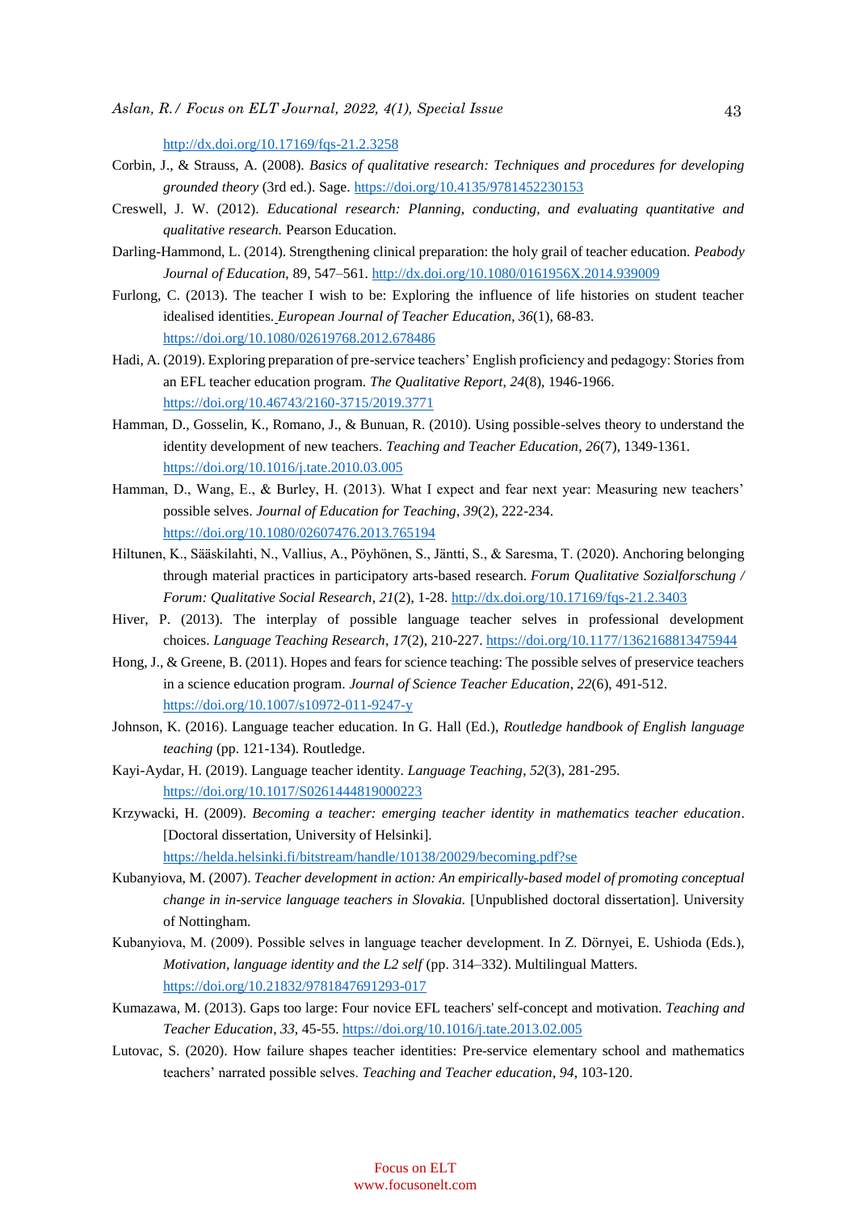http://dx.doi.org/10.17169/fqs-21.2.3258

Corbin, J., & Strauss, A. (2008). *Basics of qualitative research: Techniques and procedures for developing grounded theory* (3rd ed.). Sage. https://doi.org/10.4135/9781452230153

Creswell, J. W. (2012). *Educational research: Planning, conducting, and evaluating quantitative and qualitative research.* Pearson Education.

Darling-Hammond, L. (2014). Strengthening clinical preparation: the holy grail of teacher education. *Peabody Journal of Education,* 89, 547–561. http://dx.doi.org/10.1080/0161956X.2014.939009

Furlong, C. (2013). The teacher I wish to be: Exploring the influence of life histories on student teacher idealised identities. *European Journal of Teacher Education*, *36*(1), 68-83. https://doi.org/10.1080/02619768.2012.678486

Hadi, A. (2019). Exploring preparation of pre-service teachers' English proficiency and pedagogy: Stories from an EFL teacher education program. *The Qualitative Report*, *24*(8), 1946-1966. https://doi.org/10.46743/2160-3715/2019.3771

Hamman, D., Gosselin, K., Romano, J., & Bunuan, R. (2010). Using possible-selves theory to understand the identity development of new teachers. *Teaching and Teacher Education*, *26*(7), 1349-1361. https://doi.org/10.1016/j.tate.2010.03.005

Hamman, D., Wang, E., & Burley, H. (2013). What I expect and fear next year: Measuring new teachers' possible selves. *Journal of Education for Teaching*, *39*(2), 222-234. https://doi.org/10.1080/02607476.2013.765194

Hiltunen, K., Sääskilahti, N., Vallius, A., Pöyhönen, S., Jäntti, S., & Saresma, T. (2020). Anchoring belonging through material practices in participatory arts-based research. *Forum Qualitative Sozialforschung / Forum: Qualitative Social Research*, *21*(2), 1-28. http://dx.doi.org/10.17169/fqs-21.2.3403

Hiver, P. (2013). The interplay of possible language teacher selves in professional development choices. *Language Teaching Research*, *17*(2), 210-227. https://doi.org/10.1177/1362168813475944

Hong, J., & Greene, B. (2011). Hopes and fears for science teaching: The possible selves of preservice teachers in a science education program. *Journal of Science Teacher Education*, *22*(6), 491-512. https://doi.org/10.1007/s10972-011-9247-y

Johnson, K. (2016). Language teacher education. In G. Hall (Ed.), *Routledge handbook of English language teaching* (pp. 121-134). Routledge.

Kayi-Aydar, H. (2019). Language teacher identity. *Language Teaching*, *52*(3), 281-295. https://doi.org/10.1017/S0261444819000223

Krzywacki, H. (2009). *Becoming a teacher: emerging teacher identity in mathematics teacher education*. [Doctoral dissertation, University of Helsinki]. https://helda.helsinki.fi/bitstream/handle/10138/20029/becoming.pdf?se

Kubanyiova, M. (2007). *Teacher development in action: An empirically-based model of promoting conceptual change in in-service language teachers in Slovakia.* [Unpublished doctoral dissertation]. University of Nottingham.

Kubanyiova, M. (2009). Possible selves in language teacher development. In Z. Dörnyei, E. Ushioda (Eds.), *Motivation, language identity and the L2 self* (pp. 314–332). Multilingual Matters. https://doi.org/10.21832/9781847691293-017

Kumazawa, M. (2013). Gaps too large: Four novice EFL teachers' self-concept and motivation. *Teaching and Teacher Education*, *33*, 45-55. https://doi.org/10.1016/j.tate.2013.02.005

Lutovac, S. (2020). How failure shapes teacher identities: Pre-service elementary school and mathematics teachers' narrated possible selves. *Teaching and Teacher education*, *94*, 103-120.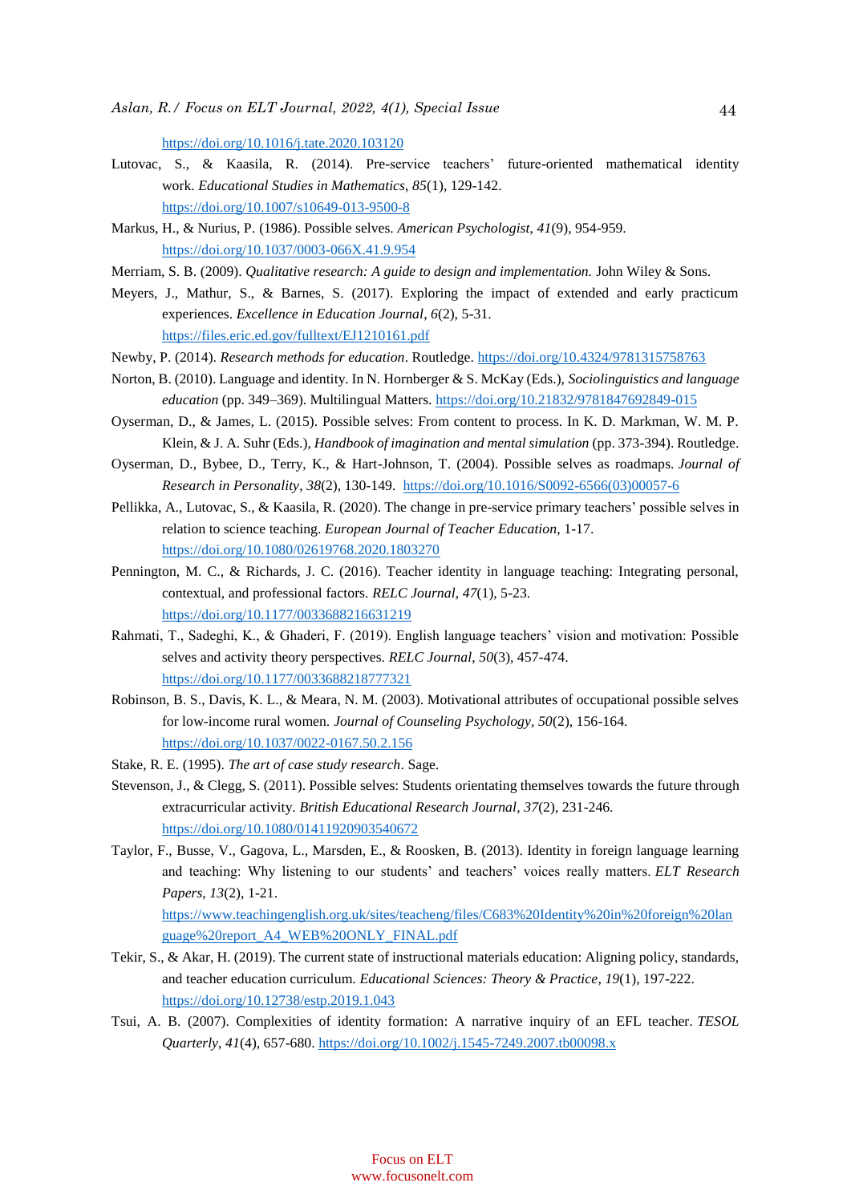https://doi.org/10.1016/j.tate.2020.103120

Lutovac, S., & Kaasila, R. (2014). Pre-service teachers' future-oriented mathematical identity work. *Educational Studies in Mathematics*, *85*(1), 129-142. https://doi.org/10.1007/s10649-013-9500-8

Markus, H., & Nurius, P. (1986). Possible selves. *American Psychologist*, *41*(9), 954-959. https://doi.org/10.1037/0003-066X.41.9.954

Merriam, S. B. (2009). *Qualitative research: A guide to design and implementation.* John Wiley & Sons.

Meyers, J., Mathur, S., & Barnes, S. (2017). Exploring the impact of extended and early practicum experiences. *Excellence in Education Journal*, *6*(2), 5-31. https://files.eric.ed.gov/fulltext/EJ1210161.pdf

Newby, P. (2014). *Research methods for education*. Routledge. https://doi.org/10.4324/9781315758763

Norton, B. (2010). Language and identity. In N. Hornberger & S. McKay (Eds.), *Sociolinguistics and language education* (pp. 349–369). Multilingual Matters. https://doi.org/10.21832/9781847692849-015

Oyserman, D., & James, L. (2015). Possible selves: From content to process. In K. D. Markman, W. M. P. Klein, & J. A. Suhr (Eds.), *Handbook of imagination and mental simulation* (pp. 373-394). Routledge.

Oyserman, D., Bybee, D., Terry, K., & Hart-Johnson, T. (2004). Possible selves as roadmaps. *Journal of Research in Personality*, *38*(2), 130-149. https://doi.org/10.1016/S0092-6566(03)00057-6

Pellikka, A., Lutovac, S., & Kaasila, R. (2020). The change in pre-service primary teachers' possible selves in relation to science teaching. *European Journal of Teacher Education*, 1-17. https://doi.org/10.1080/02619768.2020.1803270

Pennington, M. C., & Richards, J. C. (2016). Teacher identity in language teaching: Integrating personal, contextual, and professional factors. *RELC Journal*, *47*(1), 5-23. https://doi.org/10.1177/0033688216631219

Rahmati, T., Sadeghi, K., & Ghaderi, F. (2019). English language teachers' vision and motivation: Possible selves and activity theory perspectives. *RELC Journal*, *50*(3), 457-474. https://doi.org/10.1177/0033688218777321

Robinson, B. S., Davis, K. L., & Meara, N. M. (2003). Motivational attributes of occupational possible selves for low-income rural women. *Journal of Counseling Psychology*, *50*(2), 156-164. https://doi.org/10.1037/0022-0167.50.2.156

Stake, R. E. (1995). *The art of case study research*. Sage.

Stevenson, J., & Clegg, S. (2011). Possible selves: Students orientating themselves towards the future through extracurricular activity. *British Educational Research Journal*, *37*(2), 231-246. https://doi.org/10.1080/01411920903540672

Taylor, F., Busse, V., Gagova, L., Marsden, E., & Roosken, B. (2013). Identity in foreign language learning and teaching: Why listening to our students' and teachers' voices really matters. *ELT Research Papers*, *13*(2), 1-21. https://www.teachingenglish.org.uk/sites/teacheng/files/C683%20Identity%20in%20foreign%20language%20report_A4_WEB%20ONLY_FINAL.pdf

Tekir, S., & Akar, H. (2019). The current state of instructional materials education: Aligning policy, standards, and teacher education curriculum. *Educational Sciences: Theory & Practice*, *19*(1), 197-222. https://doi.org/10.12738/estp.2019.1.043

Tsui, A. B. (2007). Complexities of identity formation: A narrative inquiry of an EFL teacher. *TESOL Quarterly*, *41*(4), 657-680. https://doi.org/10.1002/j.1545-7249.2007.tb00098.x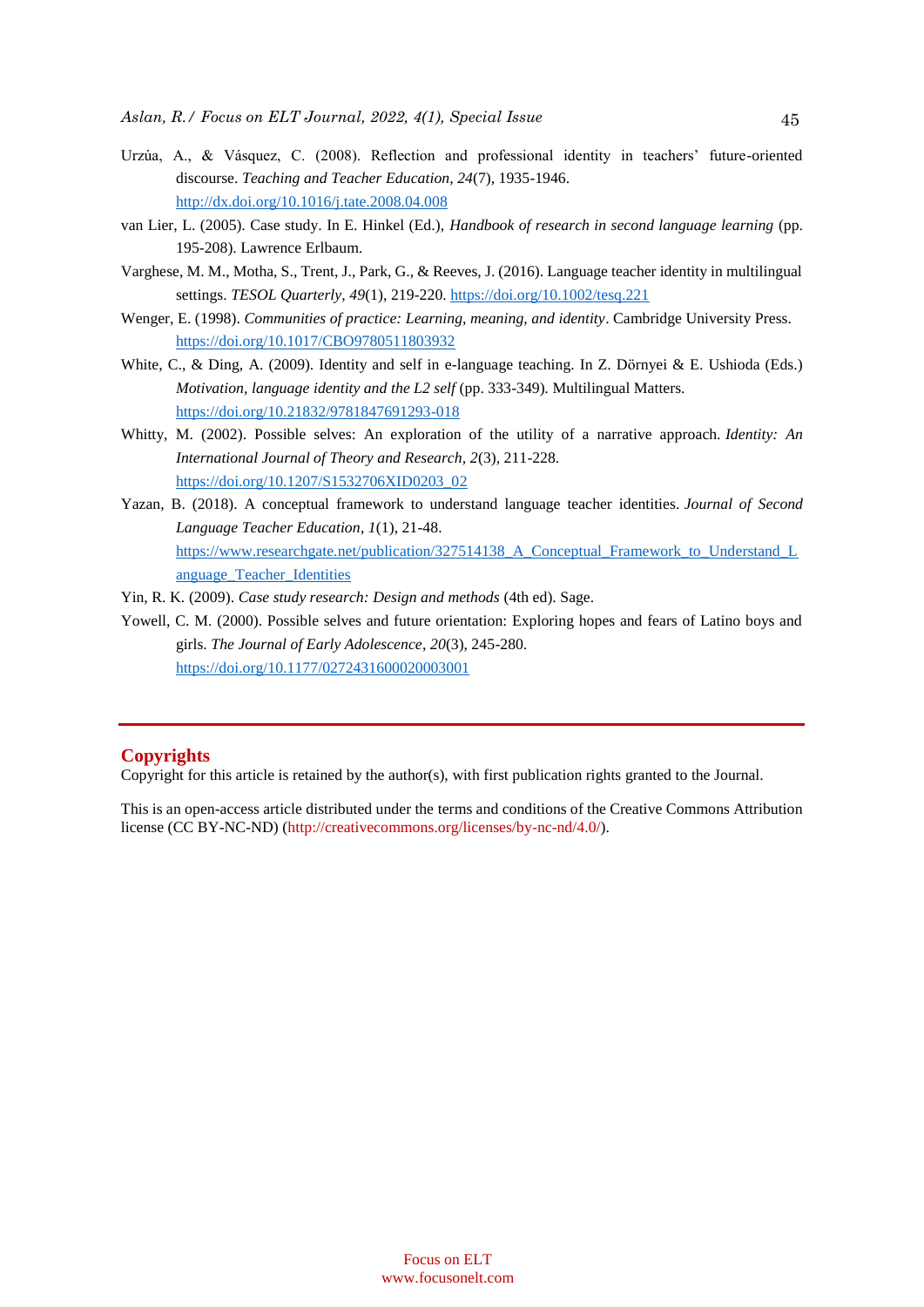Urzúa, A., & Vásquez, C. (2008). Reflection and professional identity in teachers' future-oriented discourse. *Teaching and Teacher Education*, *24*(7), 1935-1946. http://dx.doi.org/10.1016/j.tate.2008.04.008

van Lier, L. (2005). Case study. In E. Hinkel (Ed.), *Handbook of research in second language learning* (pp. 195-208). Lawrence Erlbaum.

Varghese, M. M., Motha, S., Trent, J., Park, G., & Reeves, J. (2016). Language teacher identity in multilingual settings. *TESOL Quarterly*, *49*(1), 219-220. https://doi.org/10.1002/tesq.221

Wenger, E. (1998). *Communities of practice: Learning, meaning, and identity*. Cambridge University Press. https://doi.org/10.1017/CBO9780511803932

White, C., & Ding, A. (2009). Identity and self in e-language teaching. In Z. Dörnyei & E. Ushioda (Eds.) *Motivation, language identity and the L2 self* (pp. 333-349). Multilingual Matters. https://doi.org/10.21832/9781847691293-018

Whitty, M. (2002). Possible selves: An exploration of the utility of a narrative approach. *Identity: An International Journal of Theory and Research*, *2*(3), 211-228. https://doi.org/10.1207/S1532706XID0203_02

Yazan, B. (2018). A conceptual framework to understand language teacher identities. *Journal of Second Language Teacher Education*, *1*(1), 21-48. https://www.researchgate.net/publication/327514138_A_Conceptual_Framework_to_Understand_Language_Teacher_Identities

Yin, R. K. (2009). *Case study research: Design and methods* (4th ed). Sage.

Yowell, C. M. (2000). Possible selves and future orientation: Exploring hopes and fears of Latino boys and girls. *The Journal of Early Adolescence*, *20*(3), 245-280. https://doi.org/10.1177/0272431600020003001

## Copyrights

Copyright for this article is retained by the author(s), with first publication rights granted to the Journal.

This is an open-access article distributed under the terms and conditions of the Creative Commons Attribution license (CC BY-NC-ND) (http://creativecommons.org/licenses/by-nc-nd/4.0/).